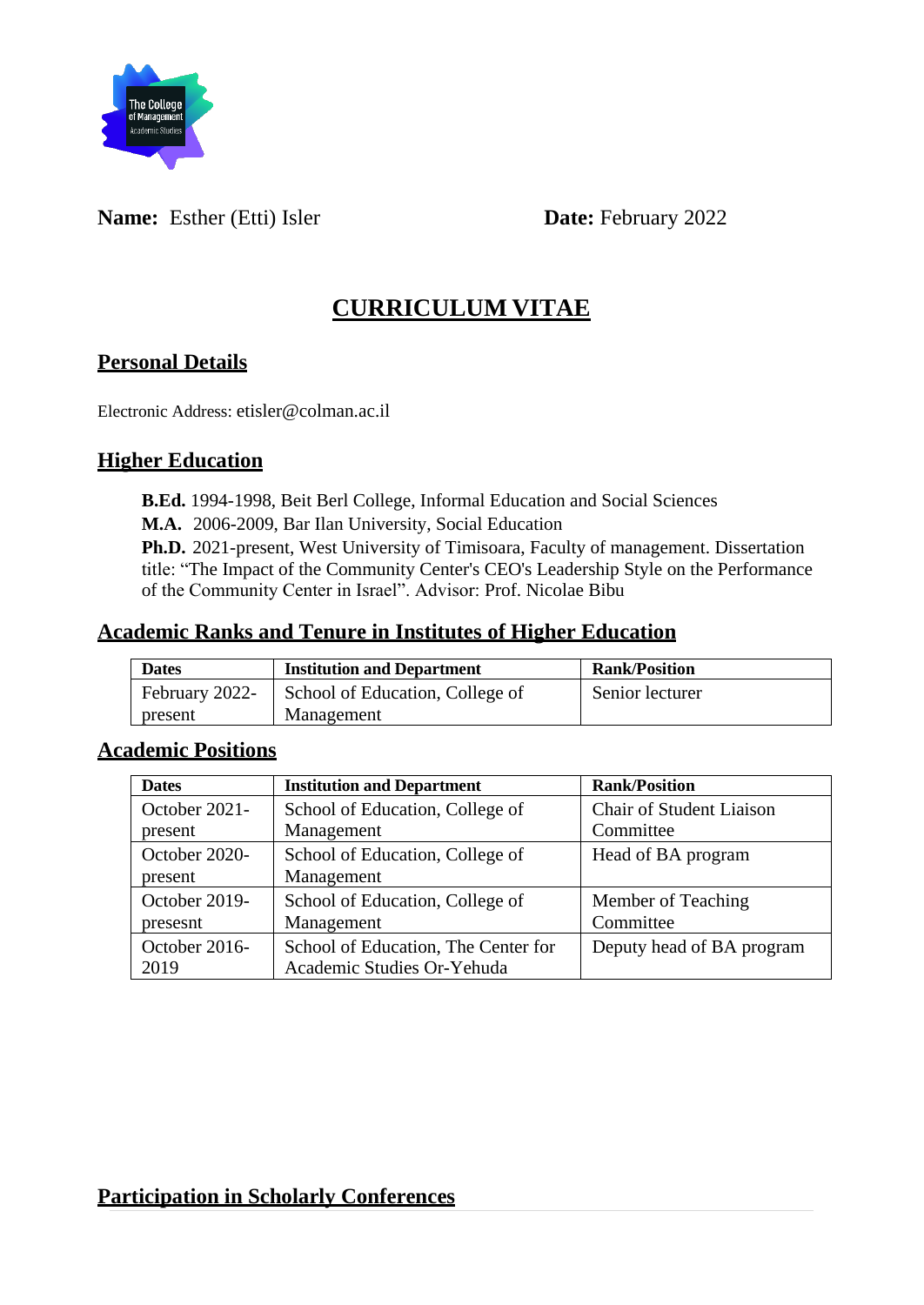**Name:** Esther (Etti) Isler **Date:** February 2022

# CURRICULUM VITAE

## Personal Details

Electronic Address: etisler@colman.ac.il

## Higher Education

**B.Ed.** 1994-1998, Beit Berl College, Informal Education and Social Sciences
**M.A.** 2006-2009, Bar Ilan University, Social Education
**Ph.D.** 2021-present, West University of Timisoara, Faculty of management. Dissertation title: "The Impact of the Community Center's CEO's Leadership Style on the Performance of the Community Center in Israel". Advisor: Prof. Nicolae Bibu

## Academic Ranks and Tenure in Institutes of Higher Education

| Dates | Institution and Department | Rank/Position |
|---|---|---|
| February 2022-present | School of Education, College of Management | Senior lecturer |

## Academic Positions

| Dates | Institution and Department | Rank/Position |
|---|---|---|
| October 2021-present | School of Education, College of Management | Chair of Student Liaison Committee |
| October 2020-present | School of Education, College of Management | Head of BA program |
| October 2019-presesnt | School of Education, College of Management | Member of Teaching Committee |
| October 2016-2019 | School of Education, The Center for Academic Studies Or-Yehuda | Deputy head of BA program |

## Participation in Scholarly Conferences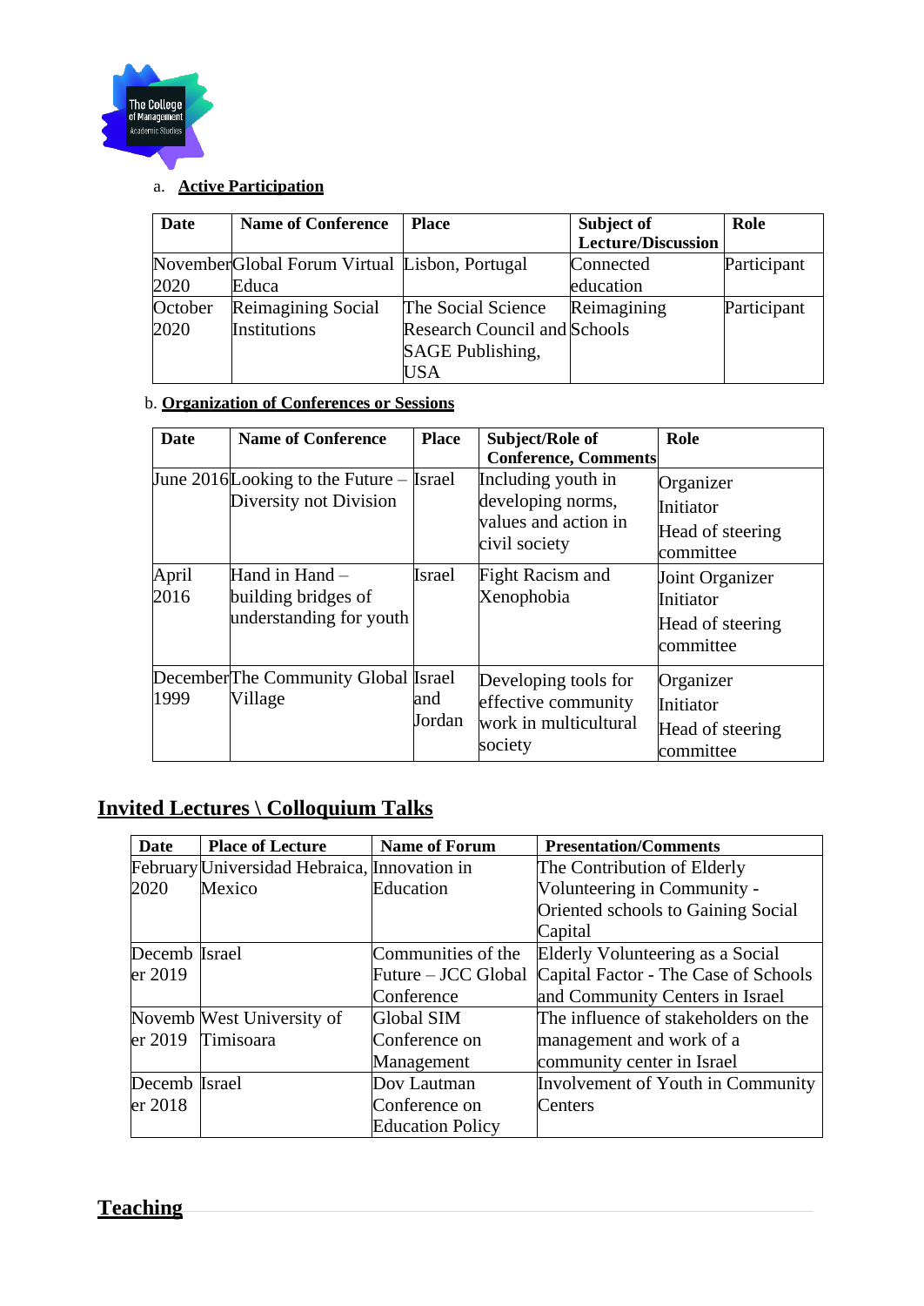a. **Active Participation**

| Date | Name of Conference | Place | Subject of Lecture/Discussion | Role |
|---|---|---|---|---|
| November 2020 | Global Forum Virtual Educa | Lisbon, Portugal | Connected education | Participant |
| October 2020 | Reimagining Social Institutions | The Social Science Research Council and SAGE Publishing, USA | Reimagining Schools | Participant |

b. **Organization of Conferences or Sessions**

| Date | Name of Conference | Place | Subject/Role of Conference, Comments | Role |
|---|---|---|---|---|
| June 2016 | Looking to the Future – Diversity not Division | Israel | Including youth in developing norms, values and action in civil society | Organizer<br>Initiator<br>Head of steering committee |
| April 2016 | Hand in Hand – building bridges of understanding for youth | Israel | Fight Racism and Xenophobia | Joint Organizer<br>Initiator<br>Head of steering committee |
| December 1999 | The Community Global Village | Israel and Jordan | Developing tools for effective community work in multicultural society | Organizer<br>Initiator<br>Head of steering committee |

## Invited Lectures \ Colloquium Talks

| Date | Place of Lecture | Name of Forum | Presentation/Comments |
|---|---|---|---|
| February 2020 | Universidad Hebraica, Mexico | Innovation in Education | The Contribution of Elderly Volunteering in Community - Oriented schools to Gaining Social Capital |
| December 2019 | Israel | Communities of the Future – JCC Global Conference | Elderly Volunteering as a Social Capital Factor - The Case of Schools and Community Centers in Israel |
| November 2019 | West University of Timisoara | Global SIM Conference on Management | The influence of stakeholders on the management and work of a community center in Israel |
| December 2018 | Israel | Dov Lautman Conference on Education Policy | Involvement of Youth in Community Centers |

## Teaching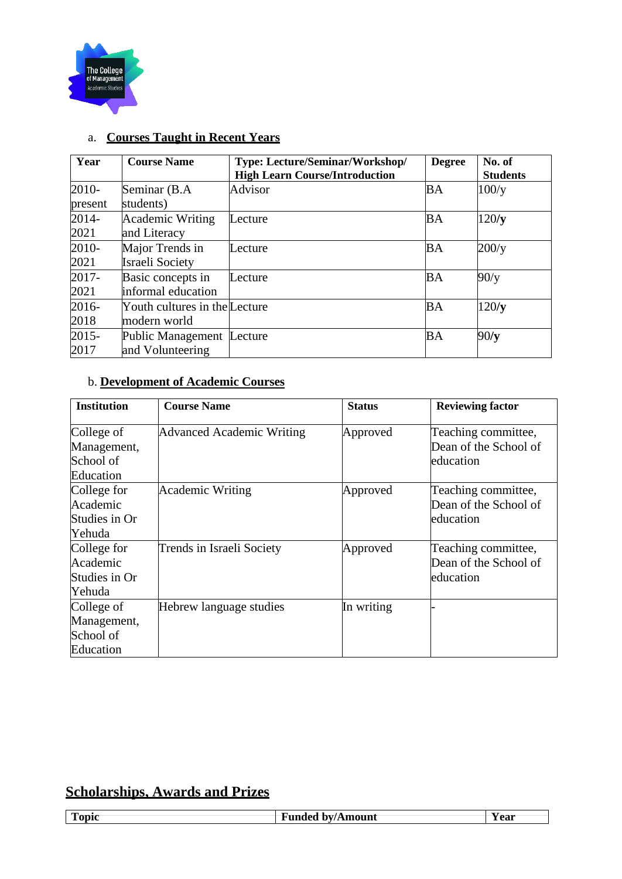a. **Courses Taught in Recent Years**

| Year | Course Name | Type: Lecture/Seminar/Workshop/ High Learn Course/Introduction | Degree | No. of Students |
|---|---|---|---|---|
| 2010-present | Seminar (B.A students) | Advisor | BA | 100/y |
| 2014-2021 | Academic Writing and Literacy | Lecture | BA | 120/**y** |
| 2010-2021 | Major Trends in Israeli Society | Lecture | BA | 200/y |
| 2017-2021 | Basic concepts in informal education | Lecture | BA | 90/y |
| 2016-2018 | Youth cultures in the modern world | Lecture | BA | 120/**y** |
| 2015-2017 | Public Management and Volunteering | Lecture | BA | 90/**y** |

b. **Development of Academic Courses**

| Institution | Course Name | Status | Reviewing factor |
|---|---|---|---|
| College of Management, School of Education | Advanced Academic Writing | Approved | Teaching committee, Dean of the School of education |
| College for Academic Studies in Or Yehuda | Academic Writing | Approved | Teaching committee, Dean of the School of education |
| College for Academic Studies in Or Yehuda | Trends in Israeli Society | Approved | Teaching committee, Dean of the School of education |
| College of Management, School of Education | Hebrew language studies | In writing | - |

## **Scholarships, Awards and Prizes**

| Topic | Funded by/Amount | Year |
|---|---|---|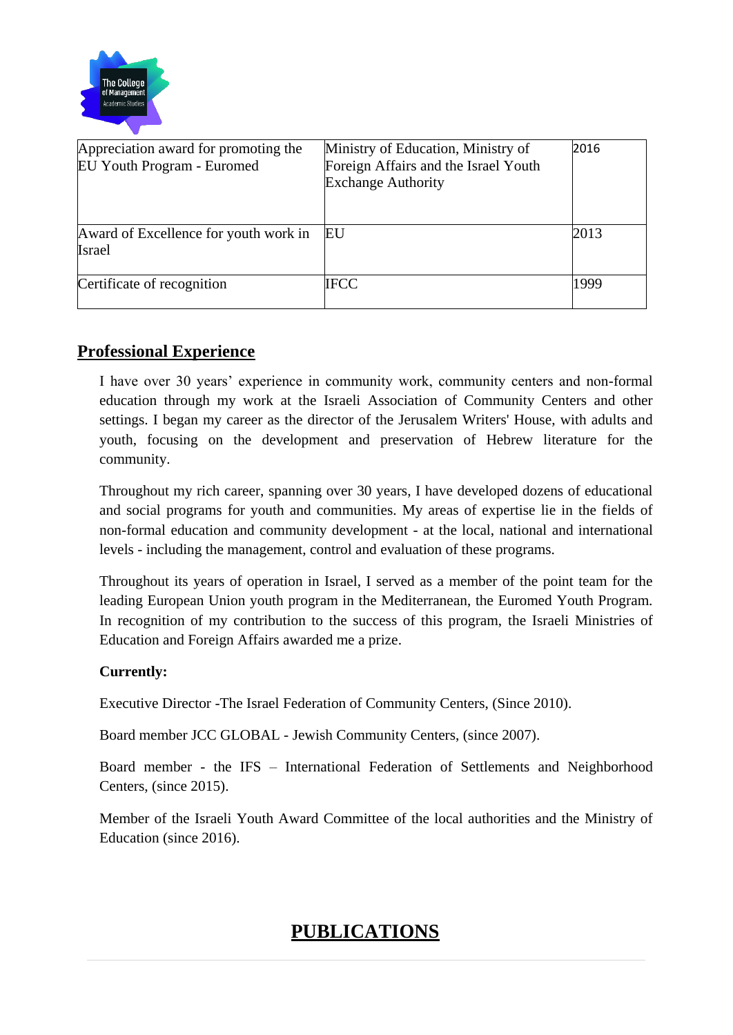| | | |
|---|---|---|
| Appreciation award for promoting the EU Youth Program - Euromed | Ministry of Education, Ministry of Foreign Affairs and the Israel Youth Exchange Authority | 2016 |
| Award of Excellence for youth work in Israel | EU | 2013 |
| Certificate of recognition | IFCC | 1999 |

## Professional Experience

I have over 30 years' experience in community work, community centers and non-formal education through my work at the Israeli Association of Community Centers and other settings. I began my career as the director of the Jerusalem Writers' House, with adults and youth, focusing on the development and preservation of Hebrew literature for the community.

Throughout my rich career, spanning over 30 years, I have developed dozens of educational and social programs for youth and communities. My areas of expertise lie in the fields of non-formal education and community development - at the local, national and international levels - including the management, control and evaluation of these programs.

Throughout its years of operation in Israel, I served as a member of the point team for the leading European Union youth program in the Mediterranean, the Euromed Youth Program. In recognition of my contribution to the success of this program, the Israeli Ministries of Education and Foreign Affairs awarded me a prize.

**Currently:**

Executive Director -The Israel Federation of Community Centers, (Since 2010).

Board member JCC GLOBAL - Jewish Community Centers, (since 2007).

Board member - the IFS – International Federation of Settlements and Neighborhood Centers, (since 2015).

Member of the Israeli Youth Award Committee of the local authorities and the Ministry of Education (since 2016).

## PUBLICATIONS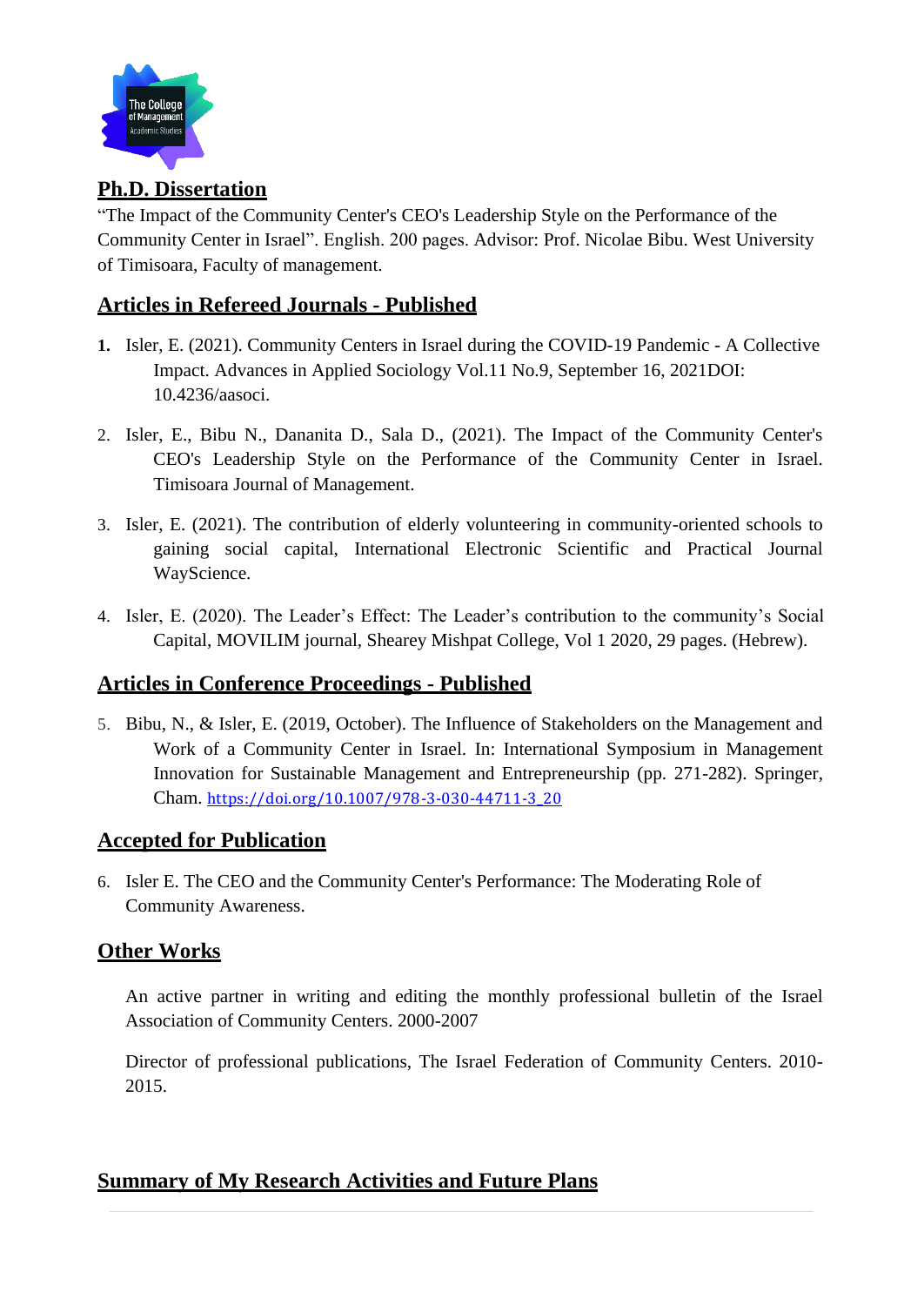## Ph.D. Dissertation

"The Impact of the Community Center's CEO's Leadership Style on the Performance of the Community Center in Israel". English. 200 pages. Advisor: Prof. Nicolae Bibu. West University of Timisoara, Faculty of management.

## Articles in Refereed Journals - Published

1. Isler, E. (2021). Community Centers in Israel during the COVID-19 Pandemic - A Collective Impact. Advances in Applied Sociology Vol.11 No.9, September 16, 2021DOI: 10.4236/aasoci.
2. Isler, E., Bibu N., Dananita D., Sala D., (2021). The Impact of the Community Center's CEO's Leadership Style on the Performance of the Community Center in Israel. Timisoara Journal of Management.
3. Isler, E. (2021). The contribution of elderly volunteering in community-oriented schools to gaining social capital, International Electronic Scientific and Practical Journal WayScience.
4. Isler, E. (2020). The Leader's Effect: The Leader's contribution to the community's Social Capital, MOVILIM journal, Shearey Mishpat College, Vol 1 2020, 29 pages. (Hebrew).

## Articles in Conference Proceedings - Published

5. Bibu, N., & Isler, E. (2019, October). The Influence of Stakeholders on the Management and Work of a Community Center in Israel. In: International Symposium in Management Innovation for Sustainable Management and Entrepreneurship (pp. 271-282). Springer, Cham. https://doi.org/10.1007/978-3-030-44711-3_20

## Accepted for Publication

6. Isler E. The CEO and the Community Center's Performance: The Moderating Role of Community Awareness.

## Other Works

An active partner in writing and editing the monthly professional bulletin of the Israel Association of Community Centers. 2000-2007

Director of professional publications, The Israel Federation of Community Centers. 2010-2015.

## Summary of My Research Activities and Future Plans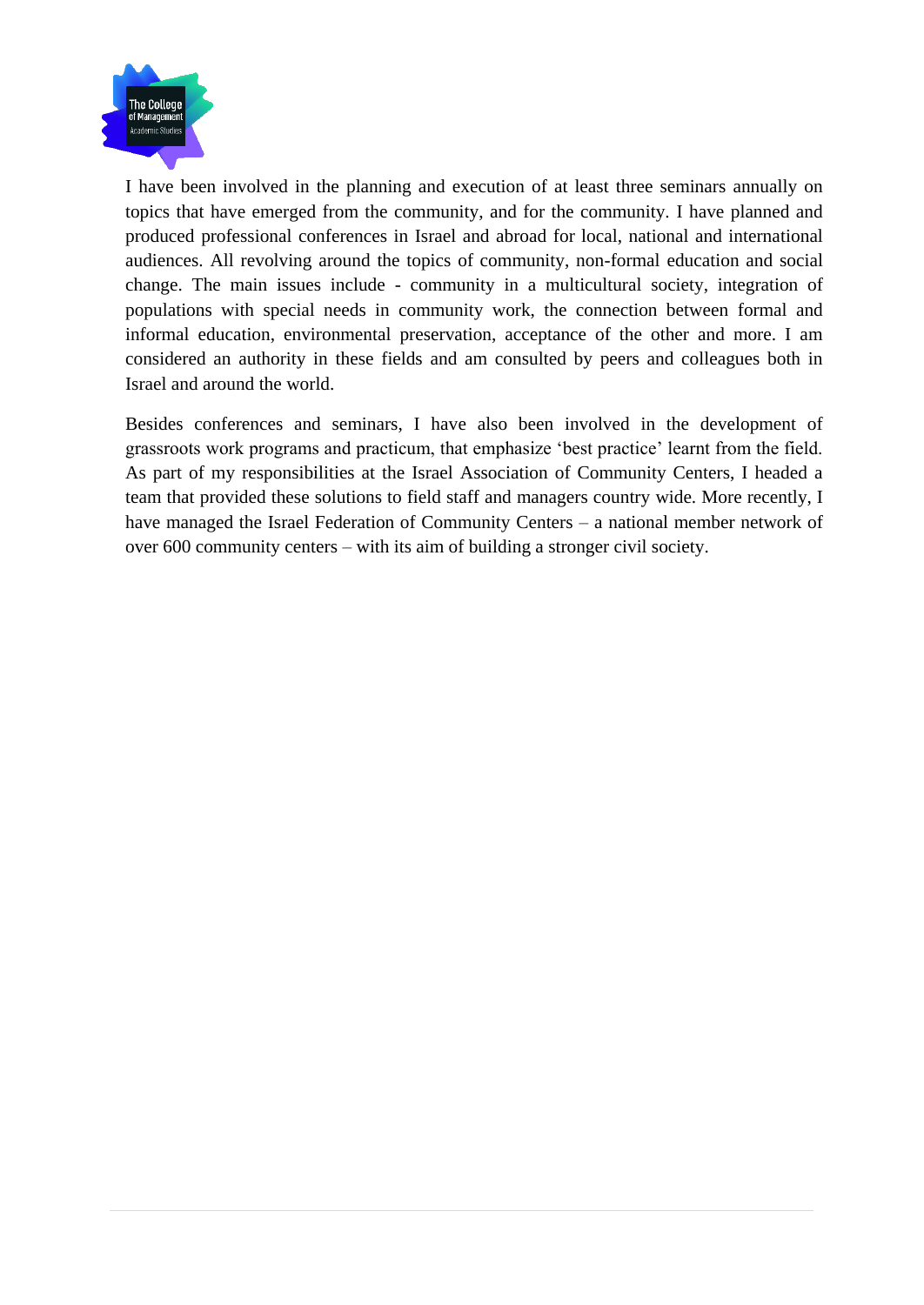I have been involved in the planning and execution of at least three seminars annually on topics that have emerged from the community, and for the community. I have planned and produced professional conferences in Israel and abroad for local, national and international audiences. All revolving around the topics of community, non-formal education and social change. The main issues include - community in a multicultural society, integration of populations with special needs in community work, the connection between formal and informal education, environmental preservation, acceptance of the other and more. I am considered an authority in these fields and am consulted by peers and colleagues both in Israel and around the world.

Besides conferences and seminars, I have also been involved in the development of grassroots work programs and practicum, that emphasize 'best practice' learnt from the field. As part of my responsibilities at the Israel Association of Community Centers, I headed a team that provided these solutions to field staff and managers country wide. More recently, I have managed the Israel Federation of Community Centers – a national member network of over 600 community centers – with its aim of building a stronger civil society.